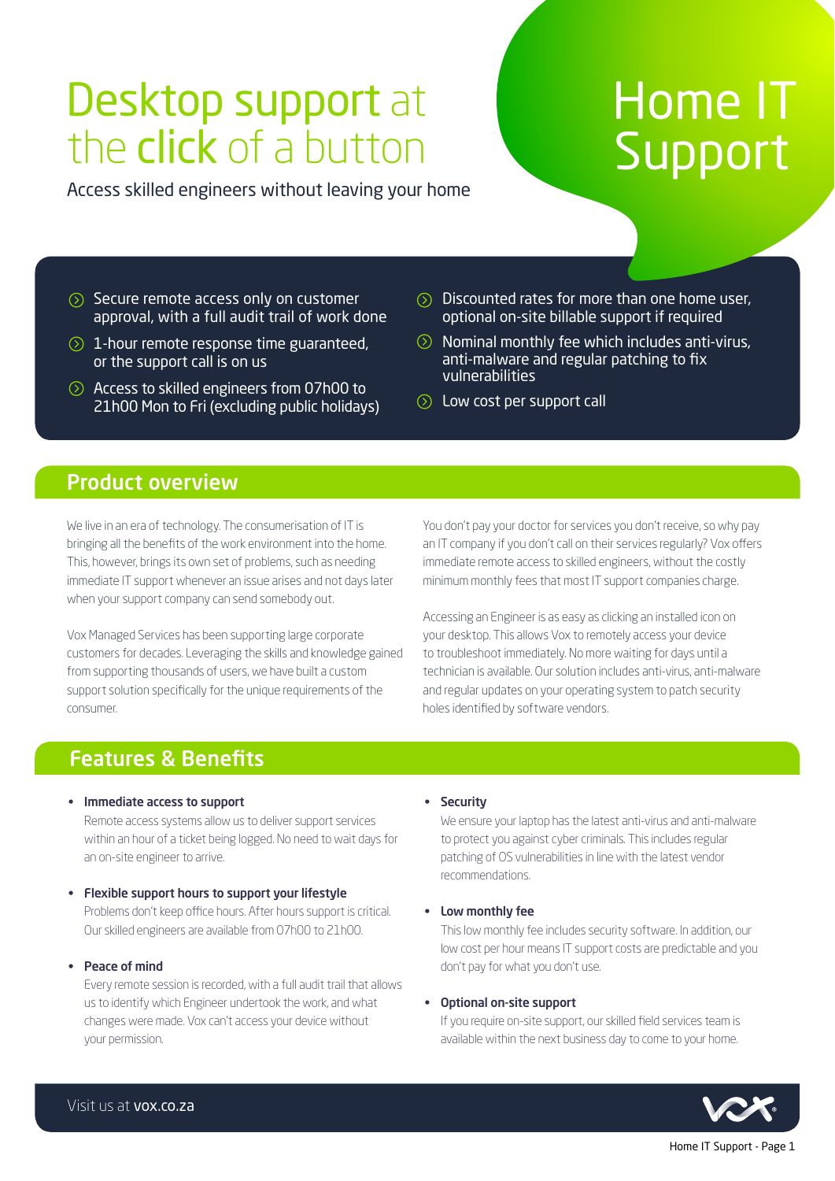# Desktop support at the click of a button

Access skilled engineers without leaving your home

# Home IT Support

- Secure remote access only on customer approval, with a full audit trail of work done
- 1-hour remote response time guaranteed, or the support call is on us
- Access to skilled engineers from 07h00 to 21h00 Mon to Fri (excluding public holidays)
- Discounted rates for more than one home user, optional on-site billable support if required
- Nominal monthly fee which includes anti-virus, anti-malware and regular patching to fix vulnerabilities
- Low cost per support call

## Product overview

We live in an era of technology. The consumerisation of IT is bringing all the benefits of the work environment into the home. This, however, brings its own set of problems, such as needing immediate IT support whenever an issue arises and not days later when your support company can send somebody out.

Vox Managed Services has been supporting large corporate customers for decades. Leveraging the skills and knowledge gained from supporting thousands of users, we have built a custom support solution specifically for the unique requirements of the consumer.

You don't pay your doctor for services you don't receive, so why pay an IT company if you don't call on their services regularly? Vox offers immediate remote access to skilled engineers, without the costly minimum monthly fees that most IT support companies charge.

Accessing an Engineer is as easy as clicking an installed icon on your desktop. This allows Vox to remotely access your device to troubleshoot immediately. No more waiting for days until a technician is available. Our solution includes anti-virus, anti-malware and regular updates on your operating system to patch security holes identified by software vendors.

## Features & Benefits

- **Immediate access to support**
  Remote access systems allow us to deliver support services within an hour of a ticket being logged. No need to wait days for an on-site engineer to arrive.
- **Flexible support hours to support your lifestyle**
  Problems don't keep office hours. After hours support is critical. Our skilled engineers are available from 07h00 to 21h00.
- **Peace of mind**
  Every remote session is recorded, with a full audit trail that allows us to identify which Engineer undertook the work, and what changes were made. Vox can't access your device without your permission.
- **Security**
  We ensure your laptop has the latest anti-virus and anti-malware to protect you against cyber criminals. This includes regular patching of OS vulnerabilities in line with the latest vendor recommendations.
- **Low monthly fee**
  This low monthly fee includes security software. In addition, our low cost per hour means IT support costs are predictable and you don't pay for what you don't use.
- **Optional on-site support**
  If you require on-site support, our skilled field services team is available within the next business day to come to your home.

Visit us at **vox.co.za**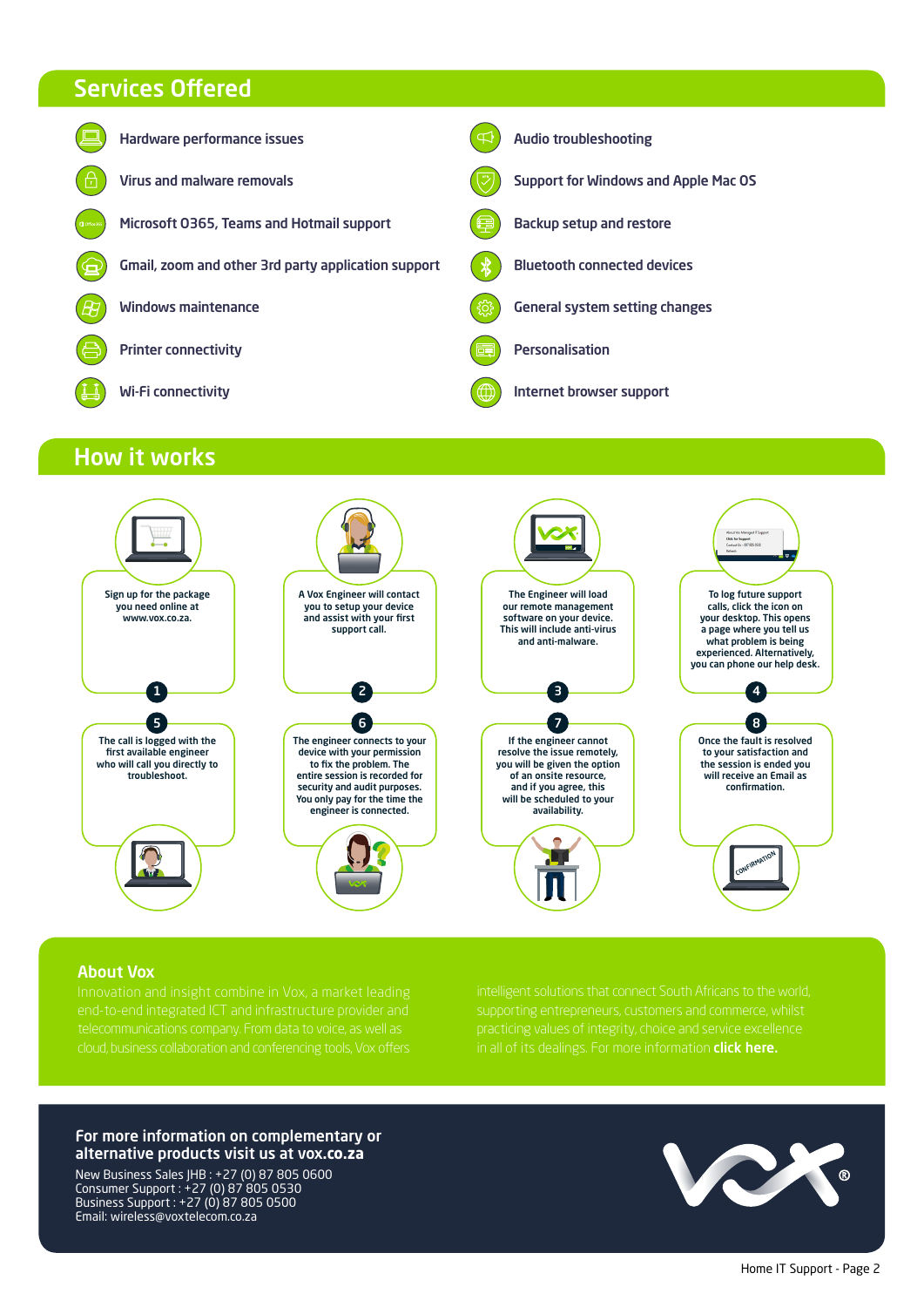## Services Offered

- Hardware performance issues
- Virus and malware removals
- Microsoft O365, Teams and Hotmail support
- Gmail, zoom and other 3rd party application support
- Windows maintenance
- Printer connectivity
- Wi-Fi connectivity
- Audio troubleshooting
- Support for Windows and Apple Mac OS
- Backup setup and restore
- Bluetooth connected devices
- General system setting changes
- Personalisation
- Internet browser support

## How it works

1. Sign up for the package you need online at www.vox.co.za.
2. A Vox Engineer will contact you to setup your device and assist with your first support call.
3. The Engineer will load our remote management software on your device. This will include anti-virus and anti-malware.
4. To log future support calls, click the icon on your desktop. This opens a page where you tell us what problem is being experienced. Alternatively, you can phone our help desk.
5. The call is logged with the first available engineer who will call you directly to troubleshoot.
6. The engineer connects to your device with your permission to fix the problem. The entire session is recorded for security and audit purposes. You only pay for the time the engineer is connected.
7. If the engineer cannot resolve the issue remotely, you will be given the option of an onsite resource, and if you agree, this will be scheduled to your availability.
8. Once the fault is resolved to your satisfaction and the session is ended you will receive an Email as confirmation.

## About Vox

Innovation and insight combine in Vox, a market leading end-to-end integrated ICT and infrastructure provider and telecommunications company. From data to voice, as well as cloud, business collaboration and conferencing tools, Vox offers intelligent solutions that connect South Africans to the world, supporting entrepreneurs, customers and commerce, whilst practicing values of integrity, choice and service excellence in all of its dealings. For more information **click here.**

**For more information on complementary or alternative products visit us at vox.co.za**

New Business Sales JHB : +27 (0) 87 805 0600
Consumer Support : +27 (0) 87 805 0530
Business Support : +27 (0) 87 805 0500
Email: wireless@voxtelecom.co.za